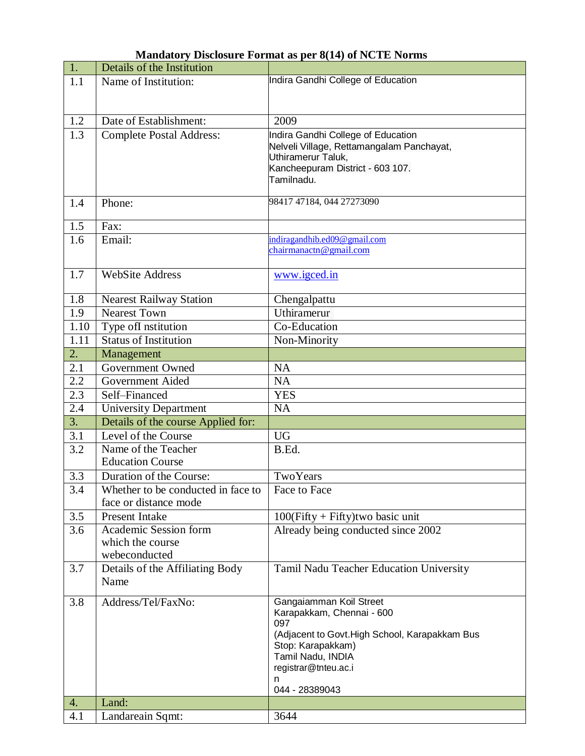# Mandatory Disclosure Format as per 8(14) of NCTE Norms

| 1. | Details of the Institution | |
|---|---|---|
| 1.1 | Name of Institution: | Indira Gandhi College of Education |
| 1.2 | Date of Establishment: | 2009 |
| 1.3 | Complete Postal Address: | Indira Gandhi College of Education<br>Nelveli Village, Rettamangalam Panchayat,<br>Uthiramerur Taluk,<br>Kancheepuram District - 603 107.<br>Tamilnadu. |
| 1.4 | Phone: | 98417 47184, 044 27273090 |
| 1.5 | Fax: | |
| 1.6 | Email: | indiragandhib.ed09@gmail.com<br>chairmanactn@gmail.com |
| 1.7 | WebSite Address | www.igced.in |
| 1.8 | Nearest Railway Station | Chengalpattu |
| 1.9 | Nearest Town | Uthiramerur |
| 1.10 | Type ofI nstitution | Co-Education |
| 1.11 | Status of Institution | Non-Minority |
| 2. | Management | |
| 2.1 | Government Owned | NA |
| 2.2 | Government Aided | NA |
| 2.3 | Self–Financed | YES |
| 2.4 | University Department | NA |
| 3. | Details of the course Applied for: | |
| 3.1 | Level of the Course | UG |
| 3.2 | Name of the Teacher Education Course | B.Ed. |
| 3.3 | Duration of the Course: | TwoYears |
| 3.4 | Whether to be conducted in face to face or distance mode | Face to Face |
| 3.5 | Present Intake | 100(Fifty + Fifty)two basic unit |
| 3.6 | Academic Session form which the course webeconducted | Already being conducted since 2002 |
| 3.7 | Details of the Affiliating Body Name | Tamil Nadu Teacher Education University |
| 3.8 | Address/Tel/FaxNo: | Gangaiamman Koil Street<br>Karapakkam, Chennai - 600 097<br>(Adjacent to Govt.High School, Karapakkam Bus Stop: Karapakkam)<br>Tamil Nadu, INDIA<br>registrar@tnteu.ac.in<br>044 - 28389043 |
| 4. | Land: | |
| 4.1 | Landareain Sqmt: | 3644 |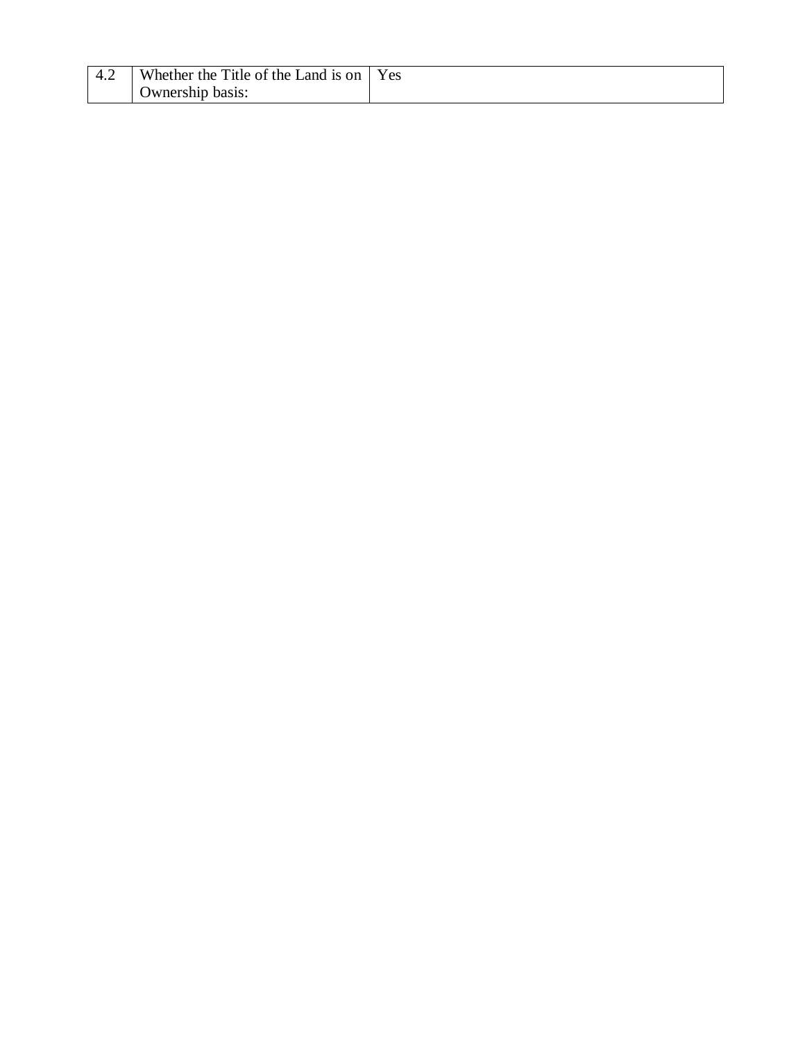| 4.2 | Whether the Title of the Land is on Ownership basis: | Yes |
|---|---|---|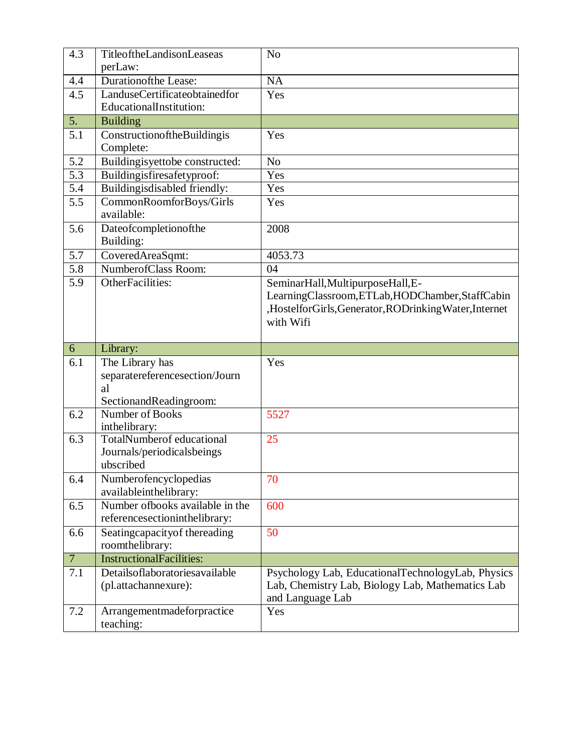| 4.3 | TitleoftheLandisonLeaseas perLaw: | No |
|---|---|---|
| 4.4 | Durationofthe Lease: | NA |
| 4.5 | LanduseCertificateobtainedfor EducationalInstitution: | Yes |
| 5. | Building | |
| 5.1 | ConstructionoftheBuildingis Complete: | Yes |
| 5.2 | Buildingisyettobe constructed: | No |
| 5.3 | Buildingisfiresafetyproof: | Yes |
| 5.4 | Buildingisdisabled friendly: | Yes |
| 5.5 | CommonRoomforBoys/Girls available: | Yes |
| 5.6 | Dateofcompletionofthe Building: | 2008 |
| 5.7 | CoveredAreaSqmt: | 4053.73 |
| 5.8 | NumberofClass Room: | 04 |
| 5.9 | OtherFacilities: | SeminarHall,MultipurposeHall,E-LearningClassroom,ETLab,HODChamber,StaffCabin,HostelforGirls,Generator,RODrinkingWater,Internet with Wifi |
| 6 | Library: | |
| 6.1 | The Library has separatereferencesection/Journal SectionandReadingroom: | Yes |
| 6.2 | Number of Books inthelibrary: | 5527 |
| 6.3 | TotalNumberof educational Journals/periodicalsbeingsubscribed | 25 |
| 6.4 | Numberofencyclopedias availableinthelibrary: | 70 |
| 6.5 | Number ofbooks available in the referencesectioninthelibrary: | 600 |
| 6.6 | Seatingcapacityof thereading roomthelibrary: | 50 |
| 7 | InstructionalFacilities: | |
| 7.1 | Detailsoflaboratoriesavailable (pl.attachannexure): | Psychology Lab, EducationalTechnologyLab, Physics Lab, Chemistry Lab, Biology Lab, Mathematics Lab and Language Lab |
| 7.2 | Arrangementmadeforpractice teaching: | Yes |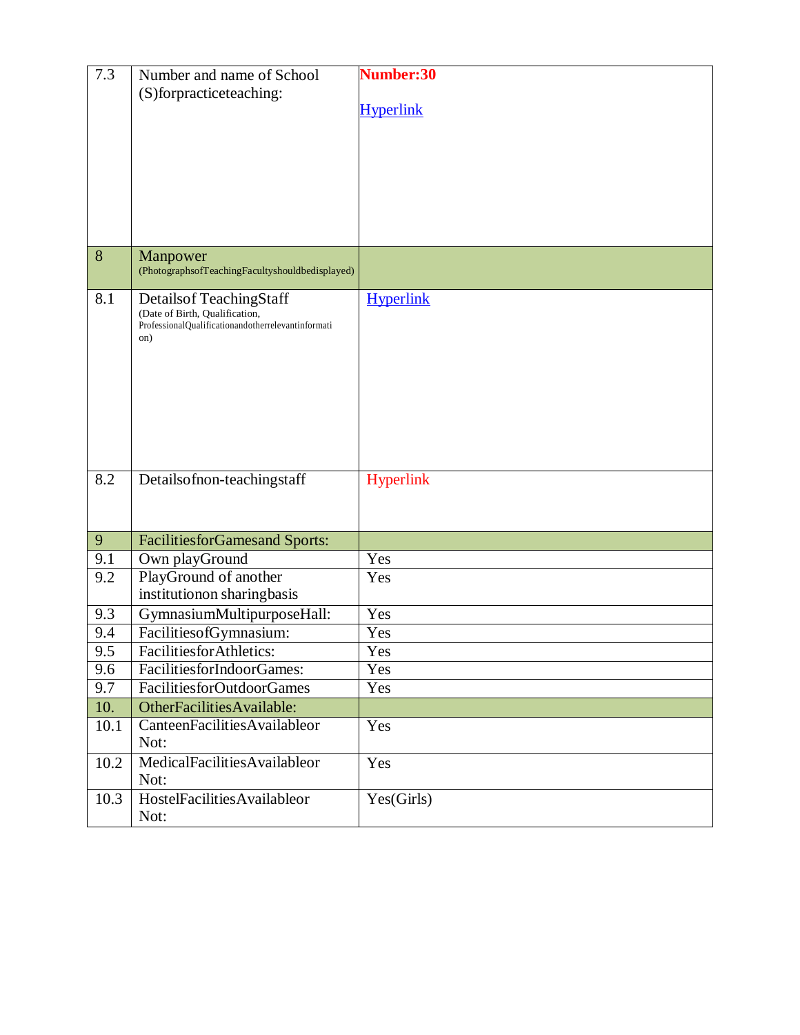| | | |
|---|---|---|
| 7.3 | Number and name of School (S)forpracticeteaching: | **Number:30**<br><br>Hyperlink |
| 8 | Manpower (PhotographsofTeachingFacultyshouldbedisplayed) | |
| 8.1 | Detailsof TeachingStaff (Date of Birth, Qualification, ProfessionalQualificationandotherrelevantinformation) | Hyperlink |
| 8.2 | Detailsofnon-teachingstaff | Hyperlink |
| 9 | FacilitiesforGamesand Sports: | |
| 9.1 | Own playGround | Yes |
| 9.2 | PlayGround of another institutionon sharingbasis | Yes |
| 9.3 | GymnasiumMultipurposeHall: | Yes |
| 9.4 | FacilitiesofGymnasium: | Yes |
| 9.5 | FacilitiesforAthletics: | Yes |
| 9.6 | FacilitiesforIndoorGames: | Yes |
| 9.7 | FacilitiesforOutdoorGames | Yes |
| 10. | OtherFacilitiesAvailable: | |
| 10.1 | CanteenFacilitiesAvailableor Not: | Yes |
| 10.2 | MedicalFacilitiesAvailableor Not: | Yes |
| 10.3 | HostelFacilitiesAvailableor Not: | Yes(Girls) |